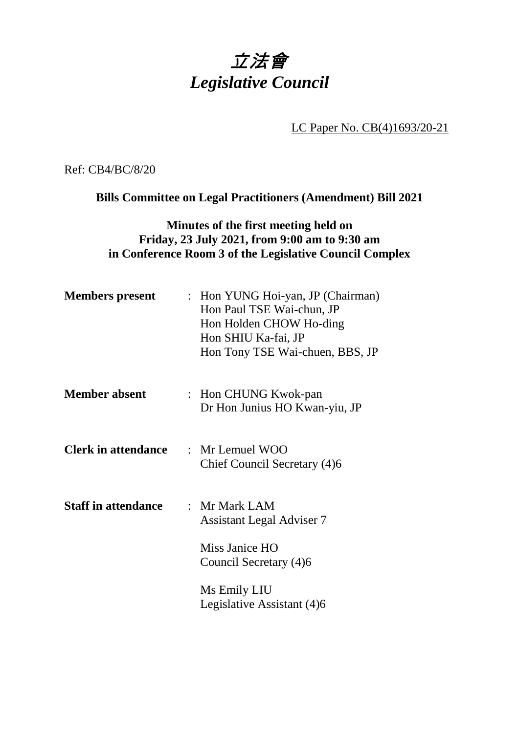# *立法會*
# *Legislative Council*

LC Paper No. CB(4)1693/20-21

Ref: CB4/BC/8/20

**Bills Committee on Legal Practitioners (Amendment) Bill 2021**

**Minutes of the first meeting held on**
**Friday, 23 July 2021, from 9:00 am to 9:30 am**
**in Conference Room 3 of the Legislative Council Complex**

| | | |
|---|---|---|
| **Members present** | : | Hon YUNG Hoi-yan, JP (Chairman)<br>Hon Paul TSE Wai-chun, JP<br>Hon Holden CHOW Ho-ding<br>Hon SHIU Ka-fai, JP<br>Hon Tony TSE Wai-chuen, BBS, JP |
| **Member absent** | : | Hon CHUNG Kwok-pan<br>Dr Hon Junius HO Kwan-yiu, JP |
| **Clerk in attendance** | : | Mr Lemuel WOO<br>Chief Council Secretary (4)6 |
| **Staff in attendance** | : | Mr Mark LAM<br>Assistant Legal Adviser 7<br><br>Miss Janice HO<br>Council Secretary (4)6<br><br>Ms Emily LIU<br>Legislative Assistant (4)6 |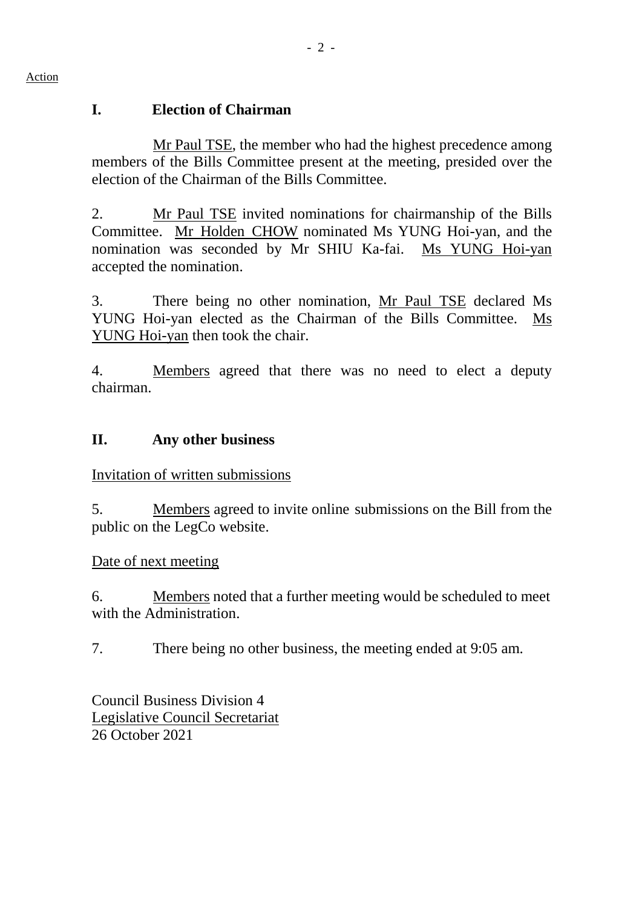Action

## I. Election of Chairman

Mr Paul TSE, the member who had the highest precedence among members of the Bills Committee present at the meeting, presided over the election of the Chairman of the Bills Committee.

2. Mr Paul TSE invited nominations for chairmanship of the Bills Committee. Mr Holden CHOW nominated Ms YUNG Hoi-yan, and the nomination was seconded by Mr SHIU Ka-fai. Ms YUNG Hoi-yan accepted the nomination.

3. There being no other nomination, Mr Paul TSE declared Ms YUNG Hoi-yan elected as the Chairman of the Bills Committee. Ms YUNG Hoi-yan then took the chair.

4. Members agreed that there was no need to elect a deputy chairman.

## II. Any other business

Invitation of written submissions

5. Members agreed to invite online submissions on the Bill from the public on the LegCo website.

Date of next meeting

6. Members noted that a further meeting would be scheduled to meet with the Administration.

7. There being no other business, the meeting ended at 9:05 am.

Council Business Division 4
Legislative Council Secretariat
26 October 2021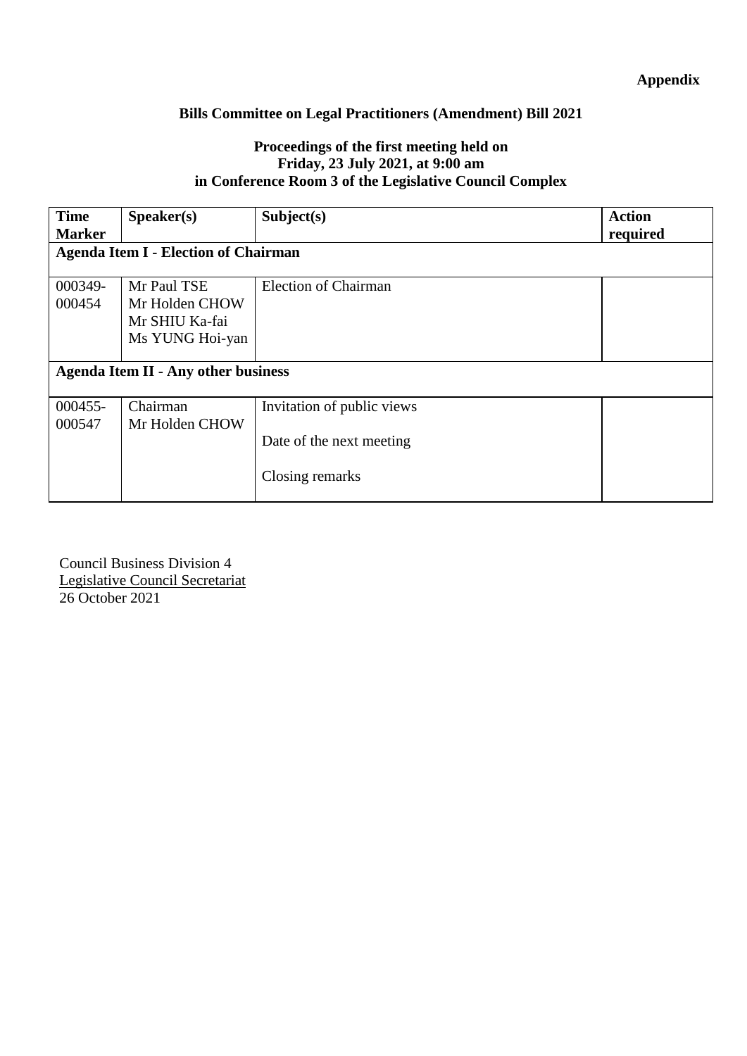**Appendix**

**Bills Committee on Legal Practitioners (Amendment) Bill 2021**

**Proceedings of the first meeting held on**
**Friday, 23 July 2021, at 9:00 am**
**in Conference Room 3 of the Legislative Council Complex**

| **Time Marker** | **Speaker(s)** | **Subject(s)** | **Action required** |
|---|---|---|---|
| **Agenda Item I - Election of Chairman** | | | |
| 000349-000454 | Mr Paul TSE<br>Mr Holden CHOW<br>Mr SHIU Ka-fai<br>Ms YUNG Hoi-yan | Election of Chairman | |
| **Agenda Item II - Any other business** | | | |
| 000455-000547 | Chairman<br>Mr Holden CHOW | Invitation of public views<br><br>Date of the next meeting<br><br>Closing remarks | |

Council Business Division 4
Legislative Council Secretariat
26 October 2021